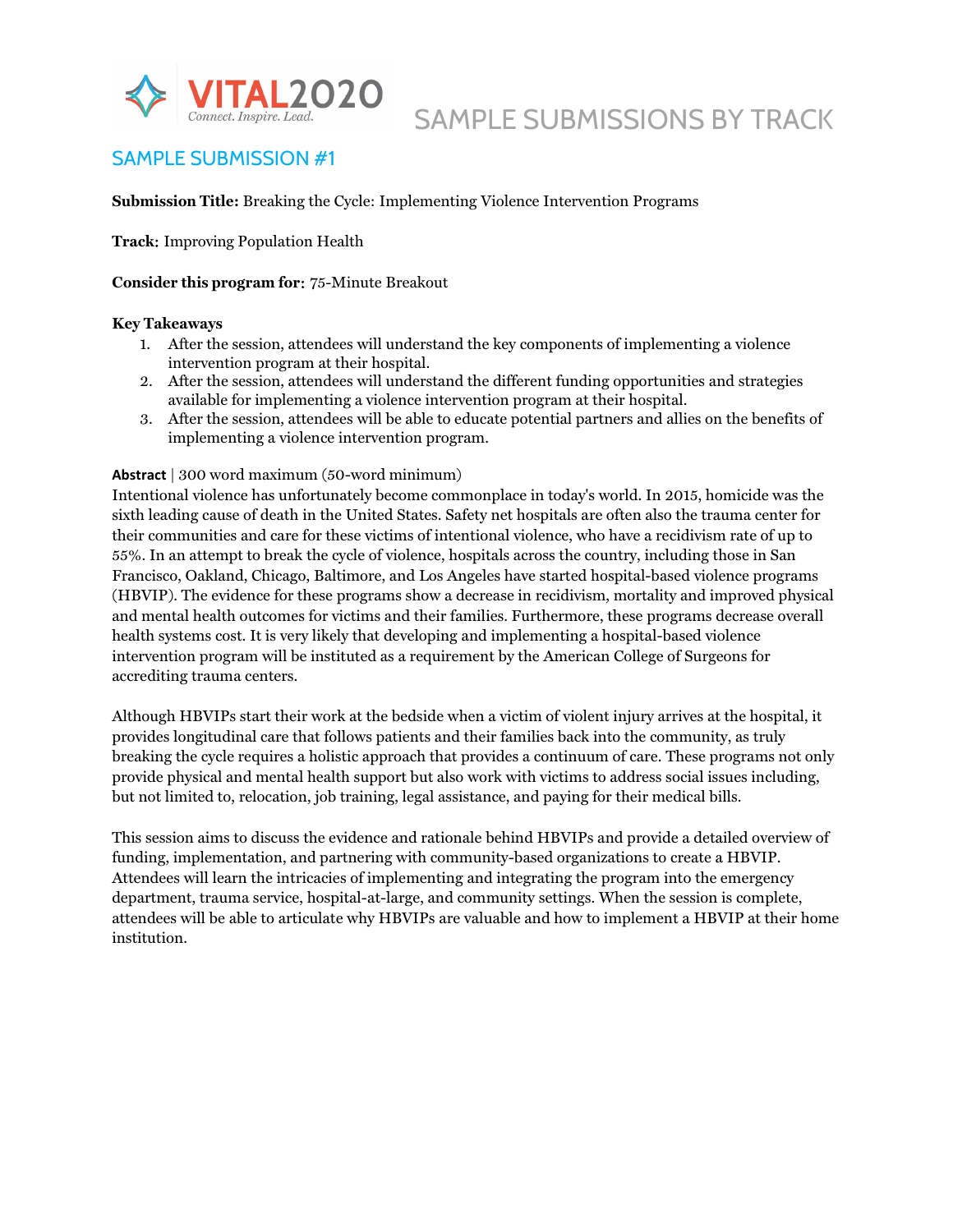VITAL2020

*Connect. Inspire. Lead.*

# SAMPLE SUBMISSIONS BY TRACK

## SAMPLE SUBMISSION #1

**Submission Title:** Breaking the Cycle: Implementing Violence Intervention Programs

**Track**: Improving Population Health

**Consider this program for**: 75-Minute Breakout

**Key Takeaways**

1. After the session, attendees will understand the key components of implementing a violence intervention program at their hospital.
2. After the session, attendees will understand the different funding opportunities and strategies available for implementing a violence intervention program at their hospital.
3. After the session, attendees will be able to educate potential partners and allies on the benefits of implementing a violence intervention program.

**Abstract** | 300 word maximum (50-word minimum)

Intentional violence has unfortunately become commonplace in today's world. In 2015, homicide was the sixth leading cause of death in the United States. Safety net hospitals are often also the trauma center for their communities and care for these victims of intentional violence, who have a recidivism rate of up to 55%. In an attempt to break the cycle of violence, hospitals across the country, including those in San Francisco, Oakland, Chicago, Baltimore, and Los Angeles have started hospital-based violence programs (HBVIP). The evidence for these programs show a decrease in recidivism, mortality and improved physical and mental health outcomes for victims and their families. Furthermore, these programs decrease overall health systems cost. It is very likely that developing and implementing a hospital-based violence intervention program will be instituted as a requirement by the American College of Surgeons for accrediting trauma centers.

Although HBVIPs start their work at the bedside when a victim of violent injury arrives at the hospital, it provides longitudinal care that follows patients and their families back into the community, as truly breaking the cycle requires a holistic approach that provides a continuum of care. These programs not only provide physical and mental health support but also work with victims to address social issues including, but not limited to, relocation, job training, legal assistance, and paying for their medical bills.

This session aims to discuss the evidence and rationale behind HBVIPs and provide a detailed overview of funding, implementation, and partnering with community-based organizations to create a HBVIP. Attendees will learn the intricacies of implementing and integrating the program into the emergency department, trauma service, hospital-at-large, and community settings. When the session is complete, attendees will be able to articulate why HBVIPs are valuable and how to implement a HBVIP at their home institution.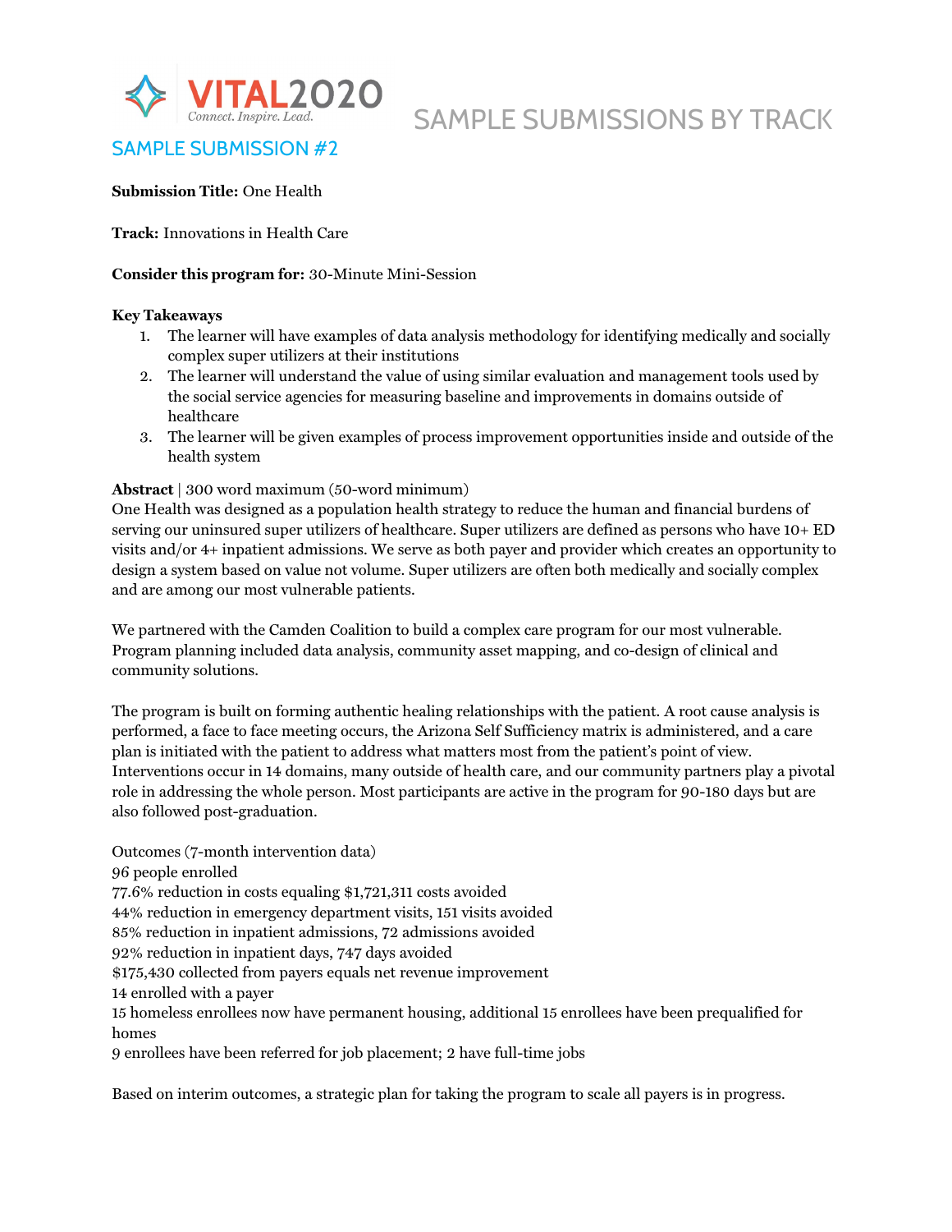# SAMPLE SUBMISSIONS BY TRACK

## SAMPLE SUBMISSION #2

**Submission Title:** One Health

**Track:** Innovations in Health Care

**Consider this program for:** 30-Minute Mini-Session

**Key Takeaways**

1. The learner will have examples of data analysis methodology for identifying medically and socially complex super utilizers at their institutions
2. The learner will understand the value of using similar evaluation and management tools used by the social service agencies for measuring baseline and improvements in domains outside of healthcare
3. The learner will be given examples of process improvement opportunities inside and outside of the health system

**Abstract** | 300 word maximum (50-word minimum)

One Health was designed as a population health strategy to reduce the human and financial burdens of serving our uninsured super utilizers of healthcare. Super utilizers are defined as persons who have 10+ ED visits and/or 4+ inpatient admissions. We serve as both payer and provider which creates an opportunity to design a system based on value not volume. Super utilizers are often both medically and socially complex and are among our most vulnerable patients.

We partnered with the Camden Coalition to build a complex care program for our most vulnerable. Program planning included data analysis, community asset mapping, and co-design of clinical and community solutions.

The program is built on forming authentic healing relationships with the patient. A root cause analysis is performed, a face to face meeting occurs, the Arizona Self Sufficiency matrix is administered, and a care plan is initiated with the patient to address what matters most from the patient's point of view. Interventions occur in 14 domains, many outside of health care, and our community partners play a pivotal role in addressing the whole person. Most participants are active in the program for 90-180 days but are also followed post-graduation.

Outcomes (7-month intervention data)
96 people enrolled
77.6% reduction in costs equaling $1,721,311 costs avoided
44% reduction in emergency department visits, 151 visits avoided
85% reduction in inpatient admissions, 72 admissions avoided
92% reduction in inpatient days, 747 days avoided
$175,430 collected from payers equals net revenue improvement
14 enrolled with a payer
15 homeless enrollees now have permanent housing, additional 15 enrollees have been prequalified for homes
9 enrollees have been referred for job placement; 2 have full-time jobs

Based on interim outcomes, a strategic plan for taking the program to scale all payers is in progress.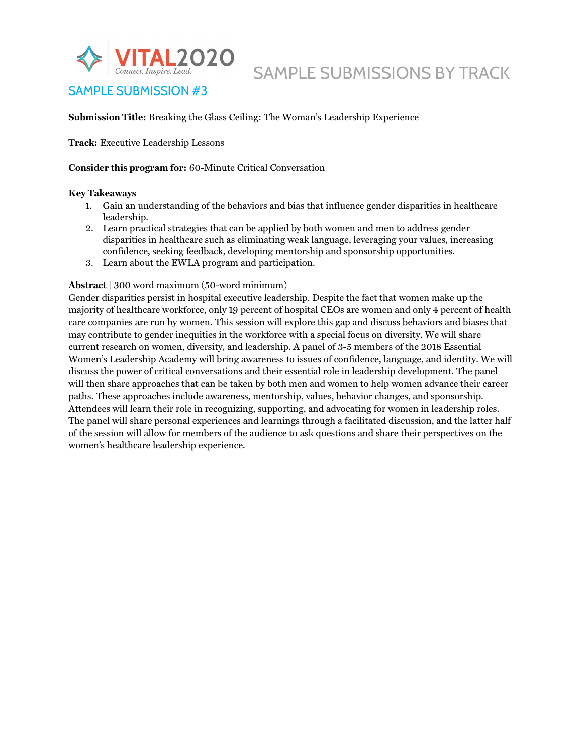# SAMPLE SUBMISSIONS BY TRACK

## SAMPLE SUBMISSION #3

**Submission Title:** Breaking the Glass Ceiling: The Woman's Leadership Experience

**Track:** Executive Leadership Lessons

**Consider this program for:** 60-Minute Critical Conversation

**Key Takeaways**

1. Gain an understanding of the behaviors and bias that influence gender disparities in healthcare leadership.
2. Learn practical strategies that can be applied by both women and men to address gender disparities in healthcare such as eliminating weak language, leveraging your values, increasing confidence, seeking feedback, developing mentorship and sponsorship opportunities.
3. Learn about the EWLA program and participation.

**Abstract** | 300 word maximum (50-word minimum)

Gender disparities persist in hospital executive leadership. Despite the fact that women make up the majority of healthcare workforce, only 19 percent of hospital CEOs are women and only 4 percent of health care companies are run by women. This session will explore this gap and discuss behaviors and biases that may contribute to gender inequities in the workforce with a special focus on diversity. We will share current research on women, diversity, and leadership. A panel of 3-5 members of the 2018 Essential Women's Leadership Academy will bring awareness to issues of confidence, language, and identity. We will discuss the power of critical conversations and their essential role in leadership development. The panel will then share approaches that can be taken by both men and women to help women advance their career paths. These approaches include awareness, mentorship, values, behavior changes, and sponsorship. Attendees will learn their role in recognizing, supporting, and advocating for women in leadership roles. The panel will share personal experiences and learnings through a facilitated discussion, and the latter half of the session will allow for members of the audience to ask questions and share their perspectives on the women's healthcare leadership experience.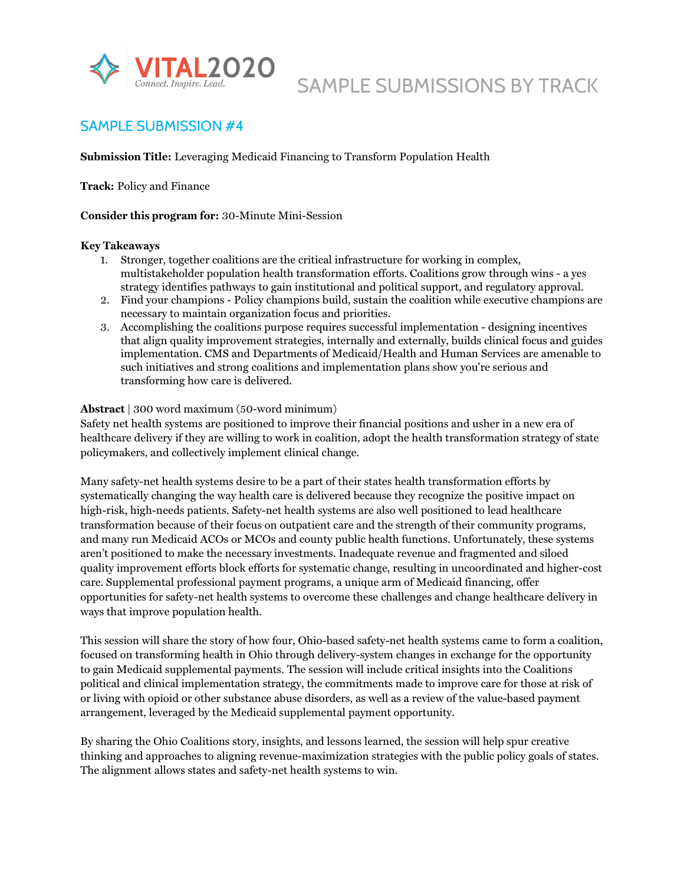# SAMPLE SUBMISSIONS BY TRACK

## SAMPLE SUBMISSION #4

**Submission Title:** Leveraging Medicaid Financing to Transform Population Health

**Track:** Policy and Finance

**Consider this program for:** 30-Minute Mini-Session

**Key Takeaways**

1. Stronger, together coalitions are the critical infrastructure for working in complex, multistakeholder population health transformation efforts. Coalitions grow through wins - a yes strategy identifies pathways to gain institutional and political support, and regulatory approval.
2. Find your champions - Policy champions build, sustain the coalition while executive champions are necessary to maintain organization focus and priorities.
3. Accomplishing the coalitions purpose requires successful implementation - designing incentives that align quality improvement strategies, internally and externally, builds clinical focus and guides implementation. CMS and Departments of Medicaid/Health and Human Services are amenable to such initiatives and strong coalitions and implementation plans show you're serious and transforming how care is delivered.

**Abstract** | 300 word maximum (50-word minimum)

Safety net health systems are positioned to improve their financial positions and usher in a new era of healthcare delivery if they are willing to work in coalition, adopt the health transformation strategy of state policymakers, and collectively implement clinical change.

Many safety-net health systems desire to be a part of their states health transformation efforts by systematically changing the way health care is delivered because they recognize the positive impact on high-risk, high-needs patients. Safety-net health systems are also well positioned to lead healthcare transformation because of their focus on outpatient care and the strength of their community programs, and many run Medicaid ACOs or MCOs and county public health functions. Unfortunately, these systems aren't positioned to make the necessary investments. Inadequate revenue and fragmented and siloed quality improvement efforts block efforts for systematic change, resulting in uncoordinated and higher-cost care. Supplemental professional payment programs, a unique arm of Medicaid financing, offer opportunities for safety-net health systems to overcome these challenges and change healthcare delivery in ways that improve population health.

This session will share the story of how four, Ohio-based safety-net health systems came to form a coalition, focused on transforming health in Ohio through delivery-system changes in exchange for the opportunity to gain Medicaid supplemental payments. The session will include critical insights into the Coalitions political and clinical implementation strategy, the commitments made to improve care for those at risk of or living with opioid or other substance abuse disorders, as well as a review of the value-based payment arrangement, leveraged by the Medicaid supplemental payment opportunity.

By sharing the Ohio Coalitions story, insights, and lessons learned, the session will help spur creative thinking and approaches to aligning revenue-maximization strategies with the public policy goals of states. The alignment allows states and safety-net health systems to win.